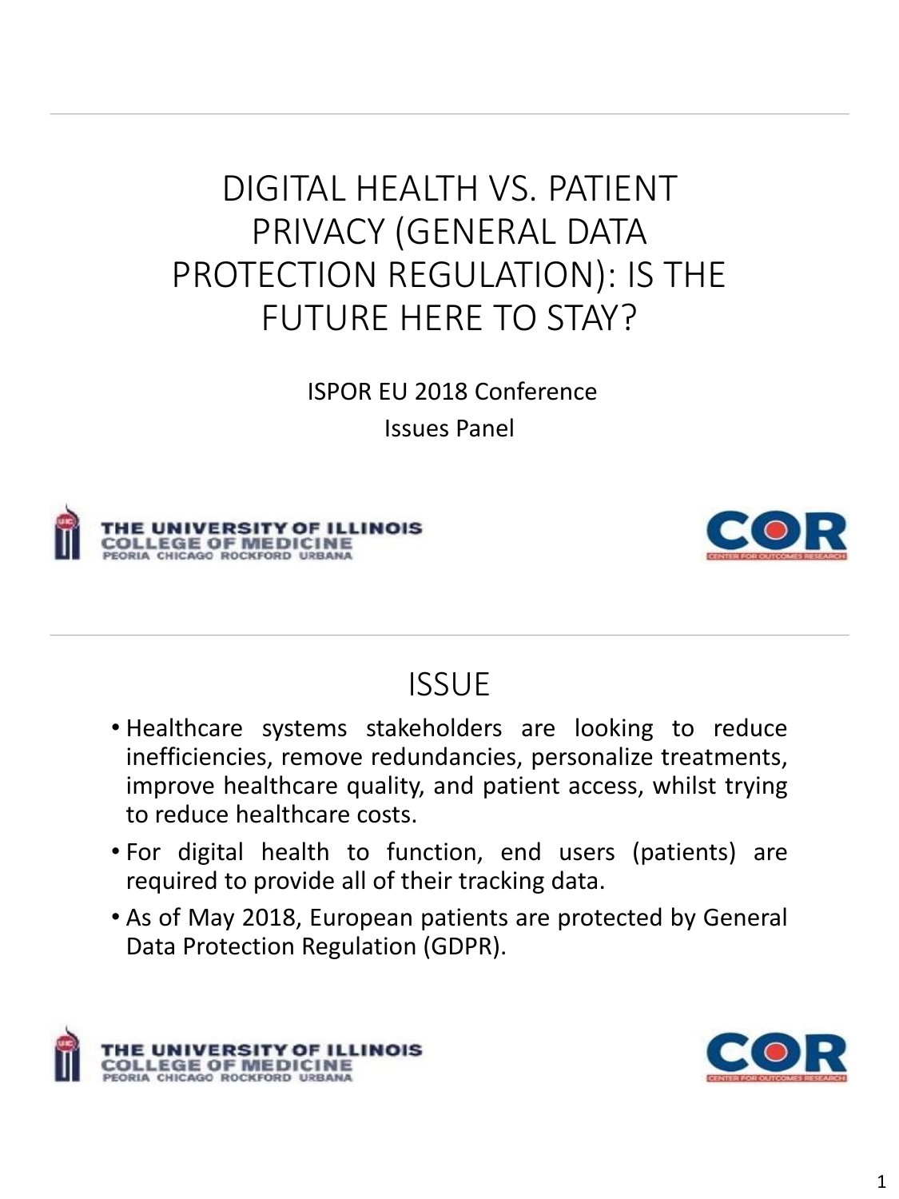# DIGITAL HEALTH VS. PATIENT PRIVACY (GENERAL DATA PROTECTION REGULATION): IS THE FUTURE HERE TO STAY?

ISPOR EU 2018 Conference

Issues Panel

THE UNIVERSITY OF ILLINOIS COLLEGE OF MEDICINE PEORIA CHICAGO ROCKFORD URBANA

COR CENTER FOR OUTCOMES RESEARCH

## ISSUE

- Healthcare systems stakeholders are looking to reduce inefficiencies, remove redundancies, personalize treatments, improve healthcare quality, and patient access, whilst trying to reduce healthcare costs.
- For digital health to function, end users (patients) are required to provide all of their tracking data.
- As of May 2018, European patients are protected by General Data Protection Regulation (GDPR).

THE UNIVERSITY OF ILLINOIS COLLEGE OF MEDICINE PEORIA CHICAGO ROCKFORD URBANA

COR CENTER FOR OUTCOMES RESEARCH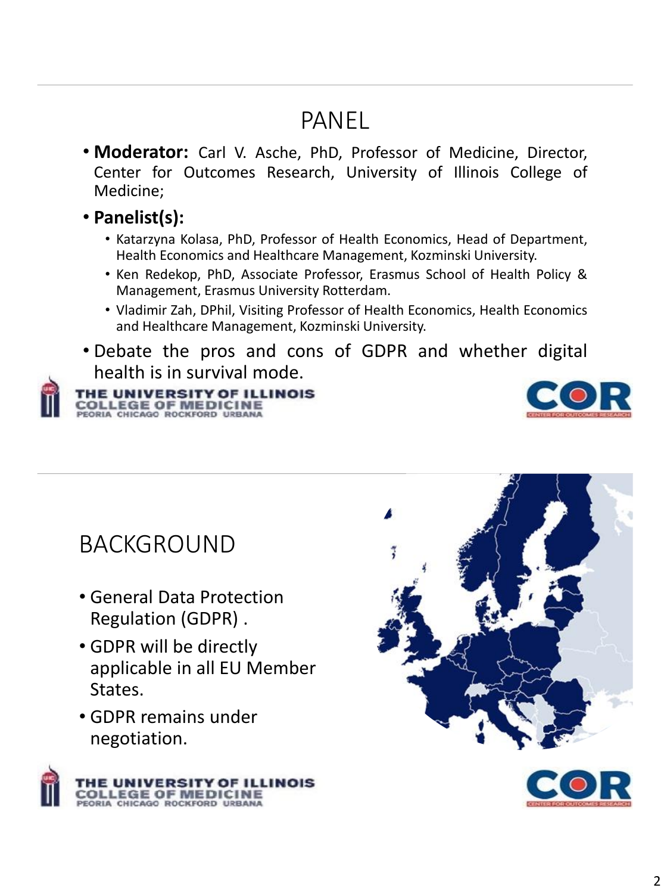## PANEL

- **Moderator:** Carl V. Asche, PhD, Professor of Medicine, Director, Center for Outcomes Research, University of Illinois College of Medicine;
- **Panelist(s):**
  - Katarzyna Kolasa, PhD, Professor of Health Economics, Head of Department, Health Economics and Healthcare Management, Kozminski University.
  - Ken Redekop, PhD, Associate Professor, Erasmus School of Health Policy & Management, Erasmus University Rotterdam.
  - Vladimir Zah, DPhil, Visiting Professor of Health Economics, Health Economics and Healthcare Management, Kozminski University.
- Debate the pros and cons of GDPR and whether digital health is in survival mode.

THE UNIVERSITY OF ILLINOIS COLLEGE OF MEDICINE
PEORIA CHICAGO ROCKFORD URBANA

COR
CENTER FOR OUTCOMES RESEARCH

## BACKGROUND

- General Data Protection Regulation (GDPR) .
- GDPR will be directly applicable in all EU Member States.
- GDPR remains under negotiation.

THE UNIVERSITY OF ILLINOIS COLLEGE OF MEDICINE
PEORIA CHICAGO ROCKFORD URBANA

COR
CENTER FOR OUTCOMES RESEARCH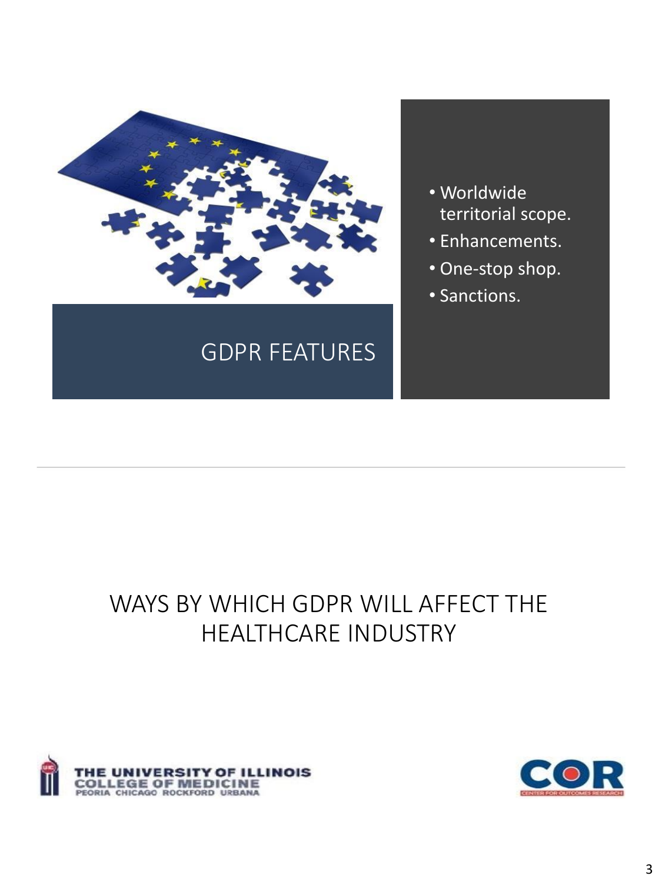## GDPR FEATURES

- Worldwide territorial scope.
- Enhancements.
- One-stop shop.
- Sanctions.

---

## WAYS BY WHICH GDPR WILL AFFECT THE HEALTHCARE INDUSTRY

THE UNIVERSITY OF ILLINOIS COLLEGE OF MEDICINE
PEORIA CHICAGO ROCKFORD URBANA

COR
CENTER FOR OUTCOMES RESEARCH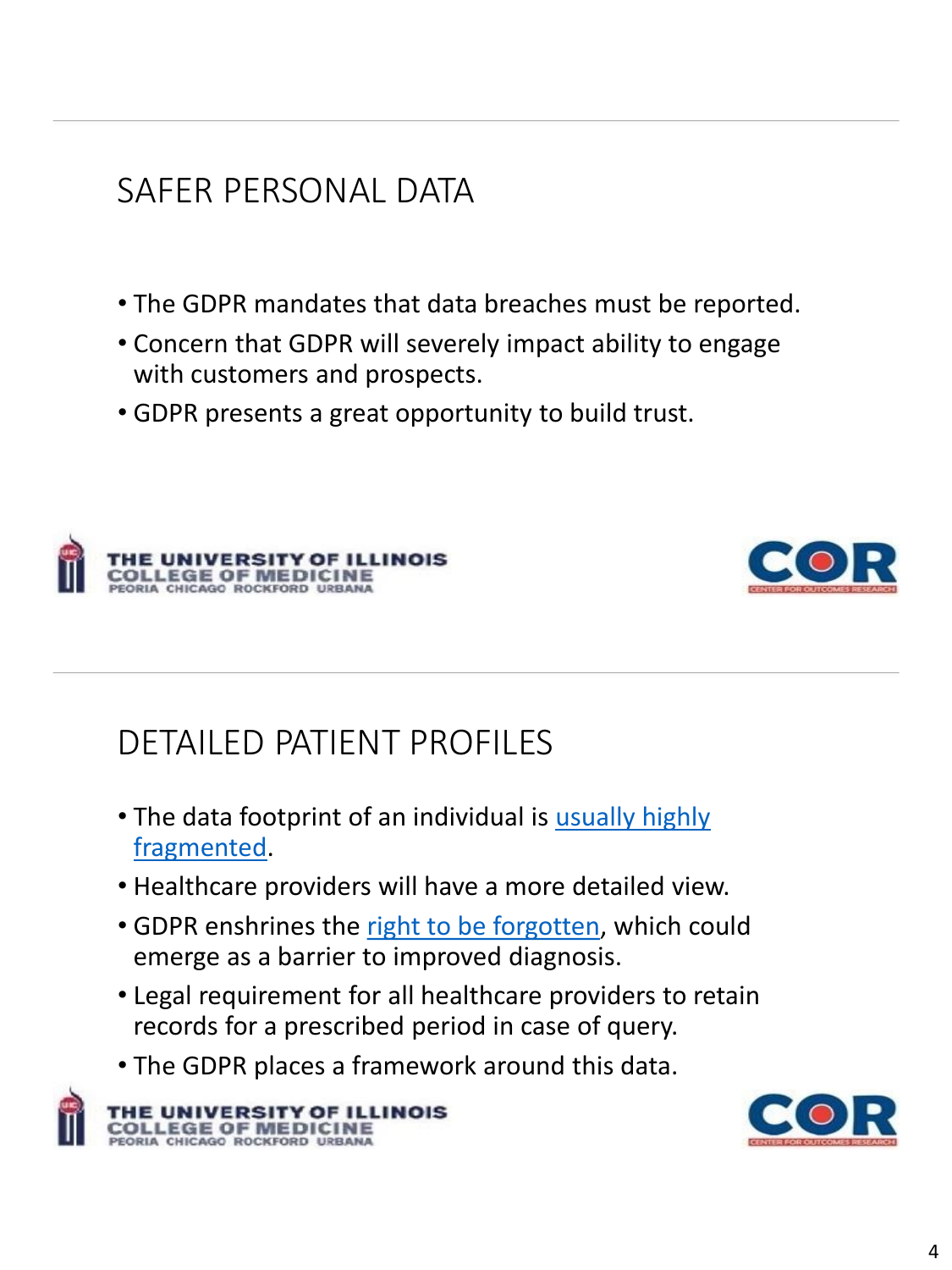## SAFER PERSONAL DATA

- The GDPR mandates that data breaches must be reported.
- Concern that GDPR will severely impact ability to engage with customers and prospects.
- GDPR presents a great opportunity to build trust.

THE UNIVERSITY OF ILLINOIS COLLEGE OF MEDICINE PEORIA CHICAGO ROCKFORD URBANA

COR CENTER FOR OUTCOMES RESEARCH

## DETAILED PATIENT PROFILES

- The data footprint of an individual is usually highly fragmented.
- Healthcare providers will have a more detailed view.
- GDPR enshrines the right to be forgotten, which could emerge as a barrier to improved diagnosis.
- Legal requirement for all healthcare providers to retain records for a prescribed period in case of query.
- The GDPR places a framework around this data.

THE UNIVERSITY OF ILLINOIS COLLEGE OF MEDICINE PEORIA CHICAGO ROCKFORD URBANA

COR CENTER FOR OUTCOMES RESEARCH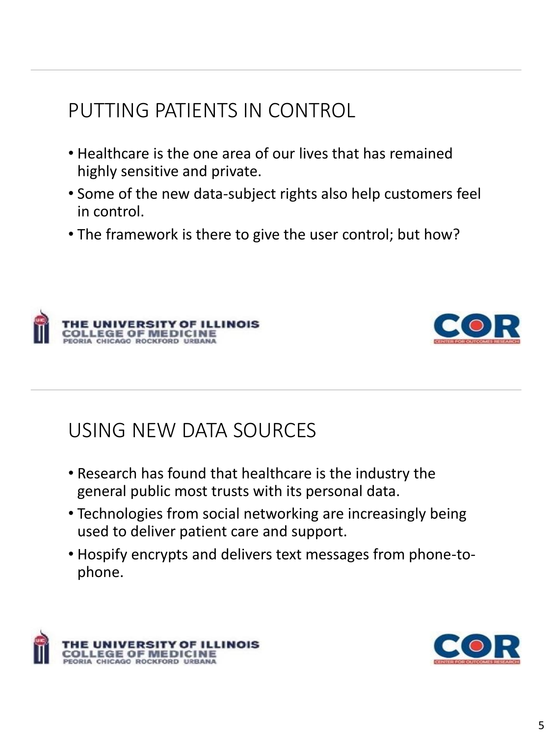## PUTTING PATIENTS IN CONTROL

- Healthcare is the one area of our lives that has remained highly sensitive and private.
- Some of the new data-subject rights also help customers feel in control.
- The framework is there to give the user control; but how?

THE UNIVERSITY OF ILLINOIS
COLLEGE OF MEDICINE
PEORIA CHICAGO ROCKFORD URBANA

COR
CENTER FOR OUTCOMES RESEARCH

## USING NEW DATA SOURCES

- Research has found that healthcare is the industry the general public most trusts with its personal data.
- Technologies from social networking are increasingly being used to deliver patient care and support.
- Hospify encrypts and delivers text messages from phone-to-phone.

THE UNIVERSITY OF ILLINOIS
COLLEGE OF MEDICINE
PEORIA CHICAGO ROCKFORD URBANA

COR
CENTER FOR OUTCOMES RESEARCH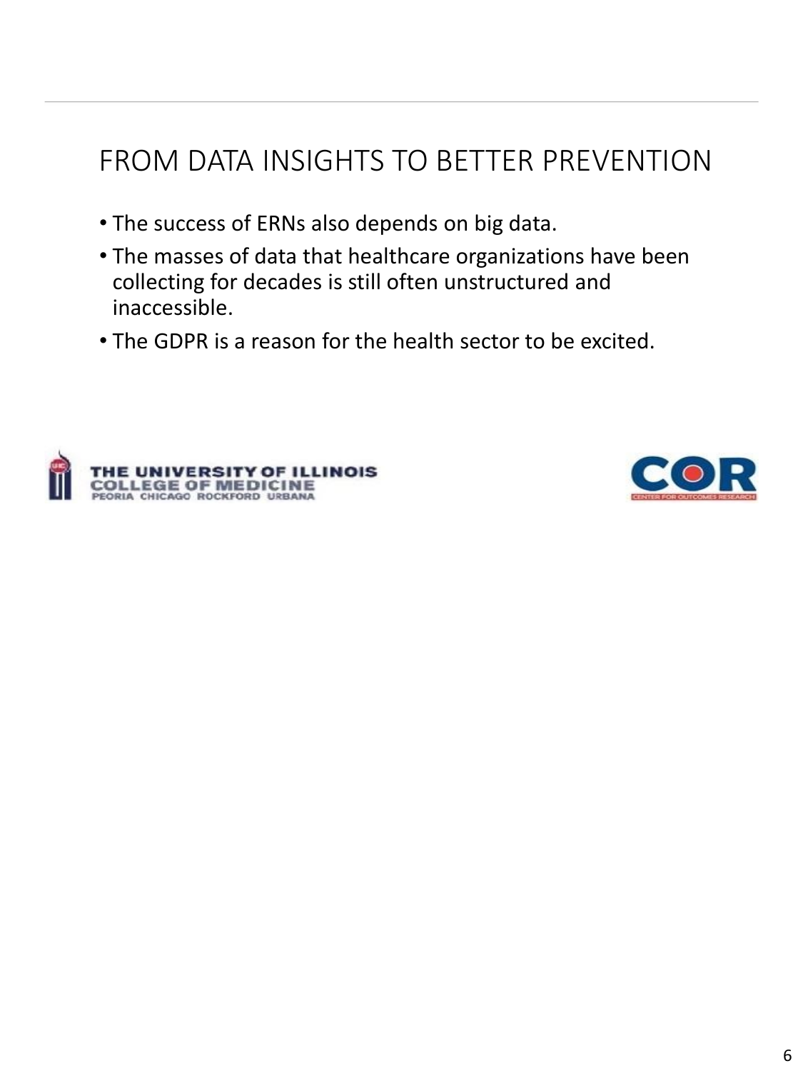# FROM DATA INSIGHTS TO BETTER PREVENTION

- The success of ERNs also depends on big data.
- The masses of data that healthcare organizations have been collecting for decades is still often unstructured and inaccessible.
- The GDPR is a reason for the health sector to be excited.

THE UNIVERSITY OF ILLINOIS
COLLEGE OF MEDICINE
PEORIA CHICAGO ROCKFORD URBANA

COR
CENTER FOR OUTCOMES RESEARCH